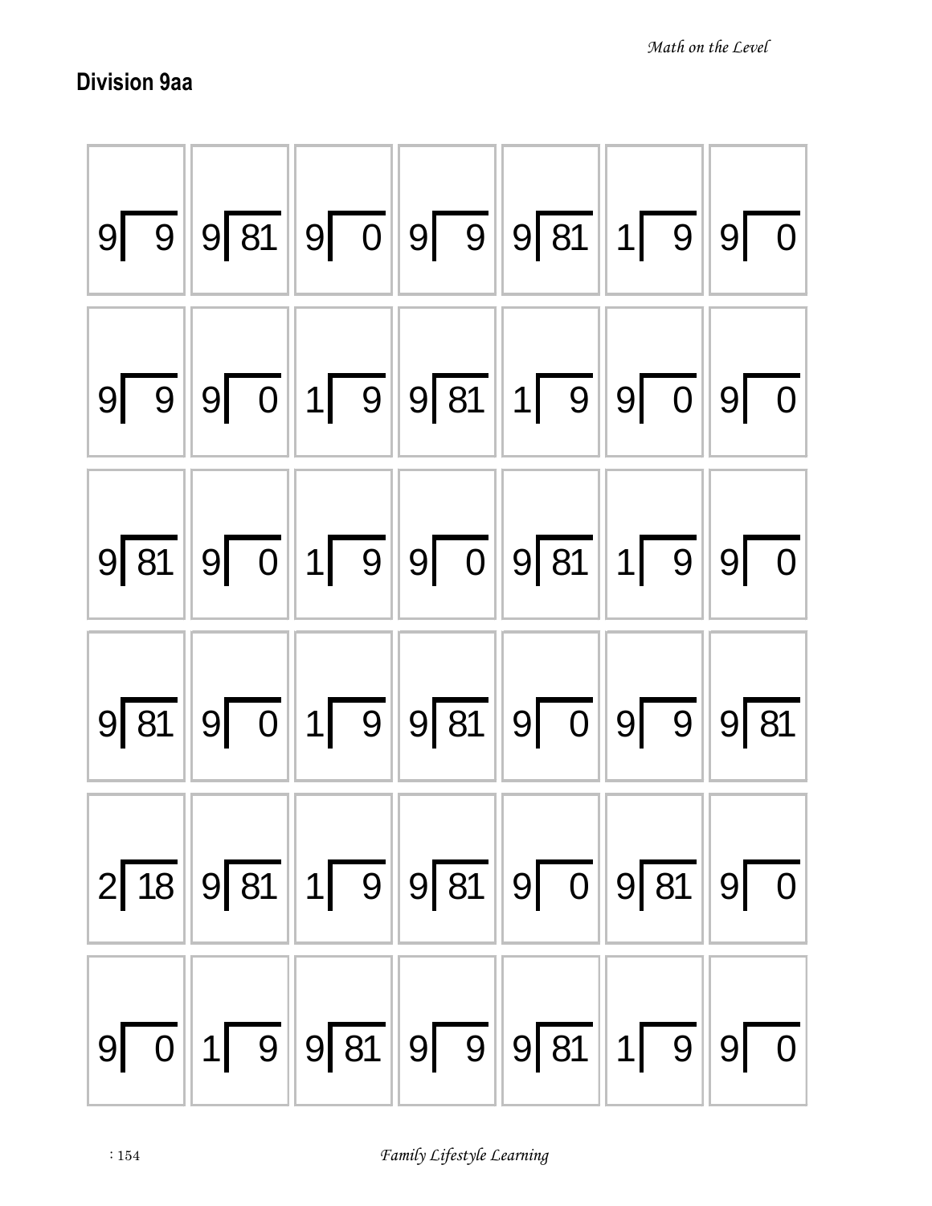## Division 9aa

| | | | | | | |
|---|---|---|---|---|---|---|
| $9\overline{)9}$ | $9\overline{)81}$ | $9\overline{)0}$ | $9\overline{)9}$ | $9\overline{)81}$ | $1\overline{)9}$ | $9\overline{)0}$ |
| $9\overline{)9}$ | $9\overline{)0}$ | $1\overline{)9}$ | $9\overline{)81}$ | $1\overline{)9}$ | $9\overline{)0}$ | $9\overline{)0}$ |
| $9\overline{)81}$ | $9\overline{)0}$ | $1\overline{)9}$ | $9\overline{)0}$ | $9\overline{)81}$ | $1\overline{)9}$ | $9\overline{)0}$ |
| $9\overline{)81}$ | $9\overline{)0}$ | $1\overline{)9}$ | $9\overline{)81}$ | $9\overline{)0}$ | $9\overline{)9}$ | $9\overline{)81}$ |
| $2\overline{)18}$ | $9\overline{)81}$ | $1\overline{)9}$ | $9\overline{)81}$ | $9\overline{)0}$ | $9\overline{)81}$ | $9\overline{)0}$ |
| $9\overline{)0}$ | $1\overline{)9}$ | $9\overline{)81}$ | $9\overline{)9}$ | $9\overline{)81}$ | $1\overline{)9}$ | $9\overline{)0}$ |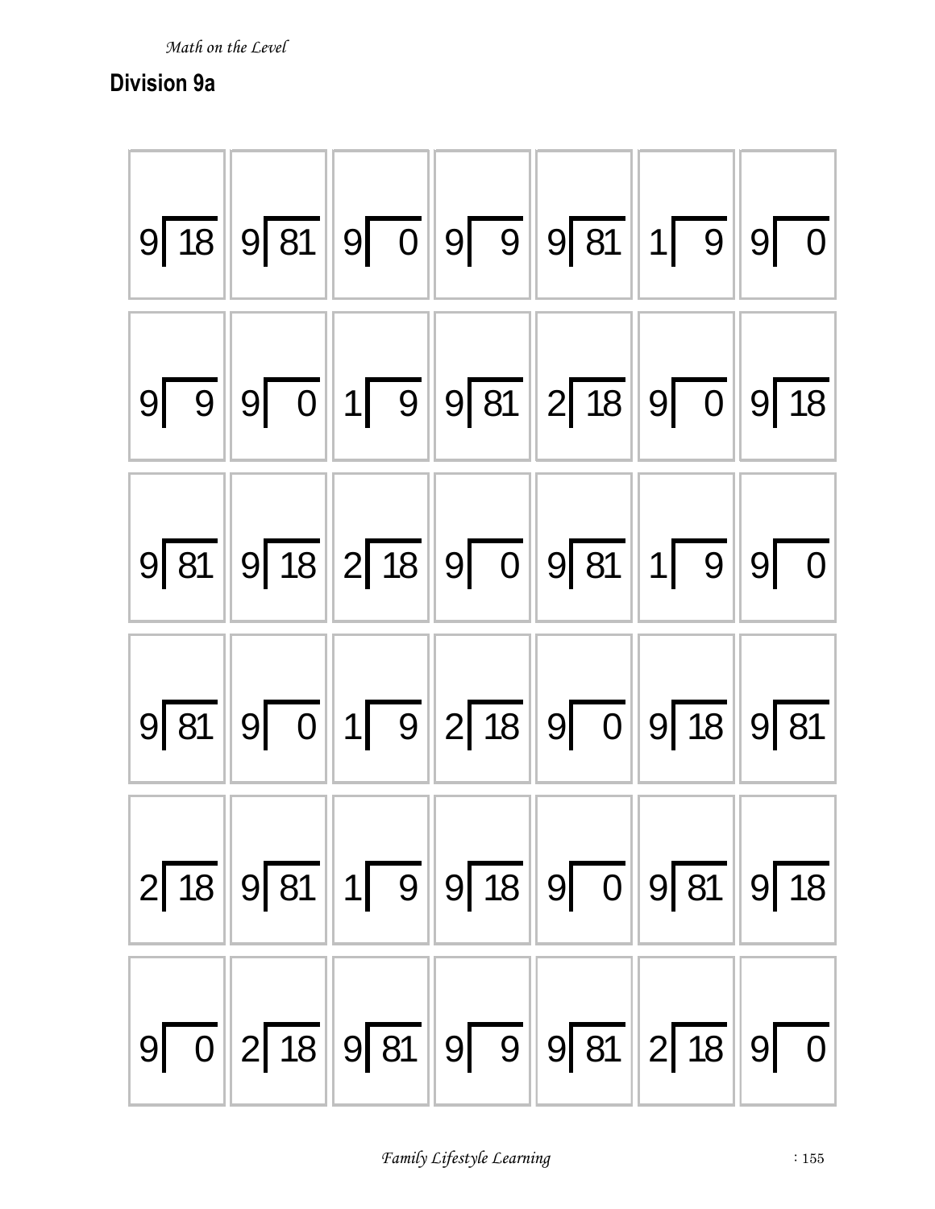## Division 9a

| | | | | | | |
|---|---|---|---|---|---|---|
| $9\overline{)18}$ | $9\overline{)81}$ | $9\overline{)0}$ | $9\overline{)9}$ | $9\overline{)81}$ | $1\overline{)9}$ | $9\overline{)0}$ |
| $9\overline{)9}$ | $9\overline{)0}$ | $1\overline{)9}$ | $9\overline{)81}$ | $2\overline{)18}$ | $9\overline{)0}$ | $9\overline{)18}$ |
| $9\overline{)81}$ | $9\overline{)18}$ | $2\overline{)18}$ | $9\overline{)0}$ | $9\overline{)81}$ | $1\overline{)9}$ | $9\overline{)0}$ |
| $9\overline{)81}$ | $9\overline{)0}$ | $1\overline{)9}$ | $2\overline{)18}$ | $9\overline{)0}$ | $9\overline{)18}$ | $9\overline{)81}$ |
| $2\overline{)18}$ | $9\overline{)81}$ | $1\overline{)9}$ | $9\overline{)18}$ | $9\overline{)0}$ | $9\overline{)81}$ | $9\overline{)18}$ |
| $9\overline{)0}$ | $2\overline{)18}$ | $9\overline{)81}$ | $9\overline{)9}$ | $9\overline{)81}$ | $2\overline{)18}$ | $9\overline{)0}$ |